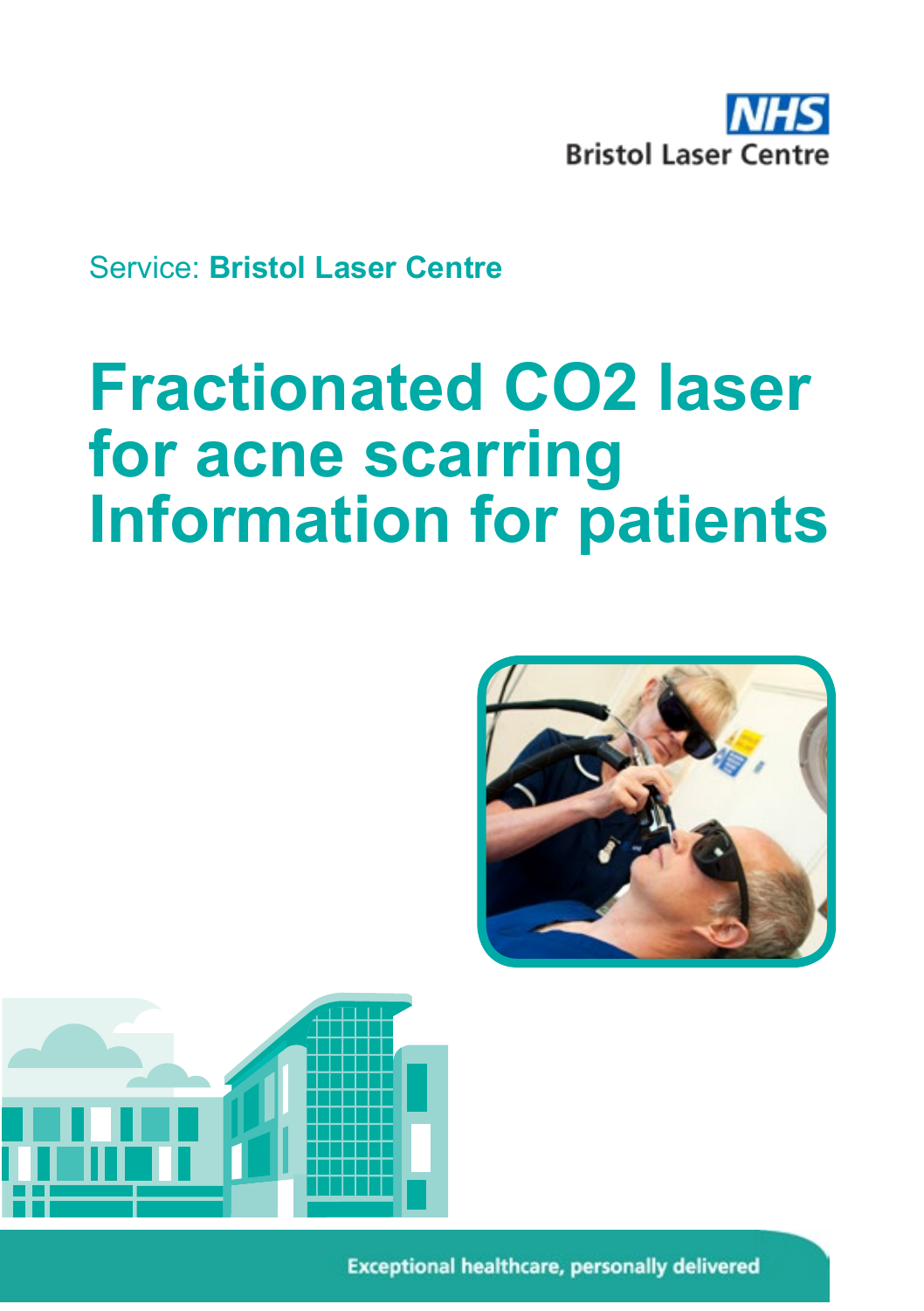NHS
Bristol Laser Centre

Service: **Bristol Laser Centre**

# Fractionated $CO_2$ laser for acne scarring Information for patients

Exceptional healthcare, personally delivered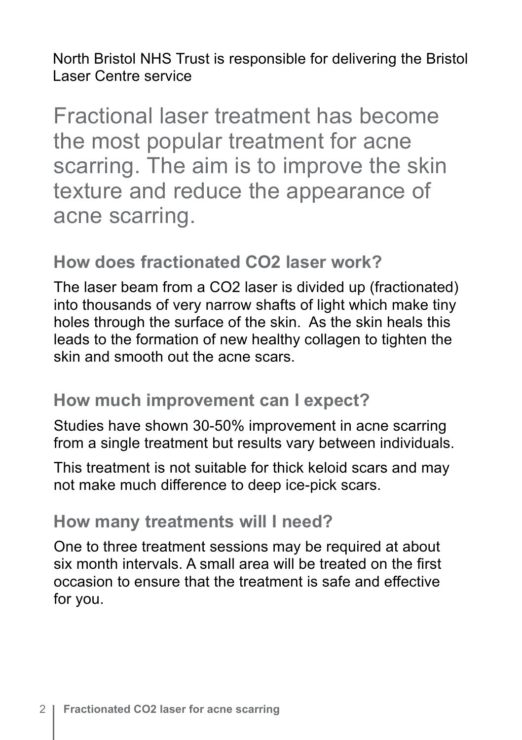North Bristol NHS Trust is responsible for delivering the Bristol Laser Centre service

Fractional laser treatment has become the most popular treatment for acne scarring. The aim is to improve the skin texture and reduce the appearance of acne scarring.

## How does fractionated $CO_2$ laser work?

The laser beam from a $CO_2$ laser is divided up (fractionated) into thousands of very narrow shafts of light which make tiny holes through the surface of the skin. As the skin heals this leads to the formation of new healthy collagen to tighten the skin and smooth out the acne scars.

## How much improvement can I expect?

Studies have shown 30-50% improvement in acne scarring from a single treatment but results vary between individuals.

This treatment is not suitable for thick keloid scars and may not make much difference to deep ice-pick scars.

## How many treatments will I need?

One to three treatment sessions may be required at about six month intervals. A small area will be treated on the first occasion to ensure that the treatment is safe and effective for you.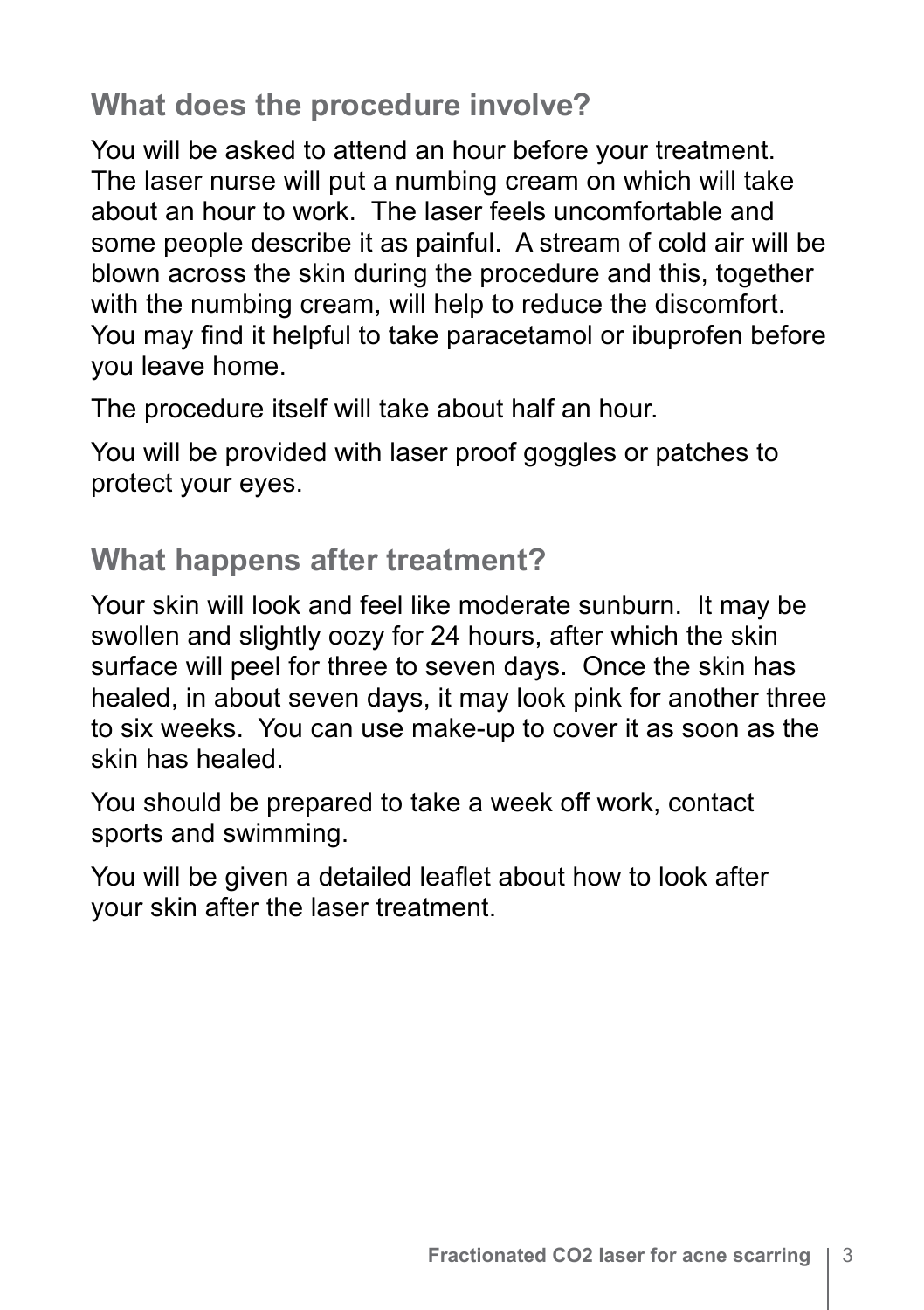## What does the procedure involve?

You will be asked to attend an hour before your treatment. The laser nurse will put a numbing cream on which will take about an hour to work. The laser feels uncomfortable and some people describe it as painful. A stream of cold air will be blown across the skin during the procedure and this, together with the numbing cream, will help to reduce the discomfort. You may find it helpful to take paracetamol or ibuprofen before you leave home.

The procedure itself will take about half an hour.

You will be provided with laser proof goggles or patches to protect your eyes.

## What happens after treatment?

Your skin will look and feel like moderate sunburn. It may be swollen and slightly oozy for 24 hours, after which the skin surface will peel for three to seven days. Once the skin has healed, in about seven days, it may look pink for another three to six weeks. You can use make-up to cover it as soon as the skin has healed.

You should be prepared to take a week off work, contact sports and swimming.

You will be given a detailed leaflet about how to look after your skin after the laser treatment.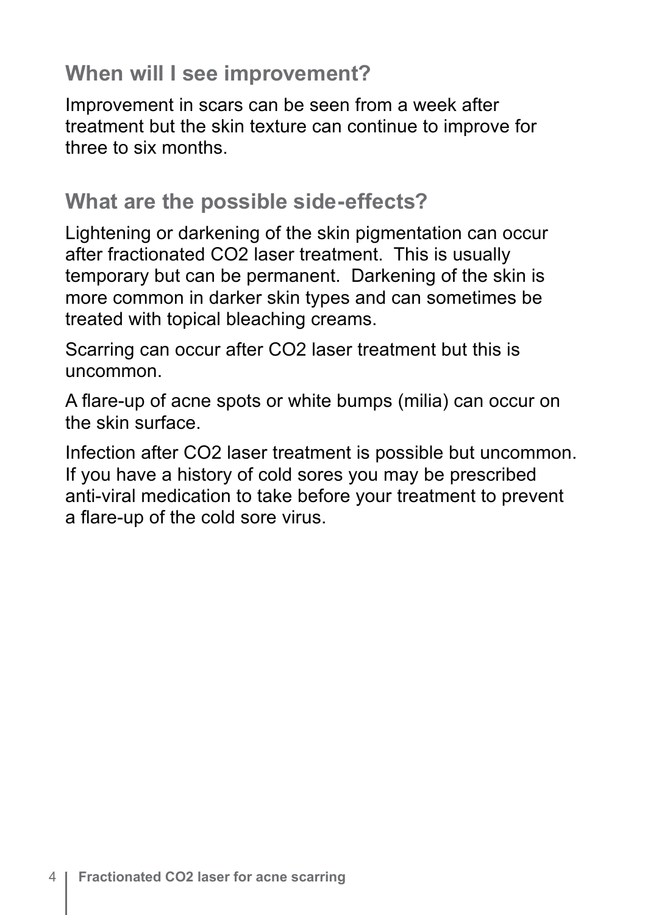## When will I see improvement?

Improvement in scars can be seen from a week after treatment but the skin texture can continue to improve for three to six months.

## What are the possible side-effects?

Lightening or darkening of the skin pigmentation can occur after fractionated $CO_2$ laser treatment. This is usually temporary but can be permanent. Darkening of the skin is more common in darker skin types and can sometimes be treated with topical bleaching creams.

Scarring can occur after $CO_2$ laser treatment but this is uncommon.

A flare-up of acne spots or white bumps (milia) can occur on the skin surface.

Infection after $CO_2$ laser treatment is possible but uncommon. If you have a history of cold sores you may be prescribed anti-viral medication to take before your treatment to prevent a flare-up of the cold sore virus.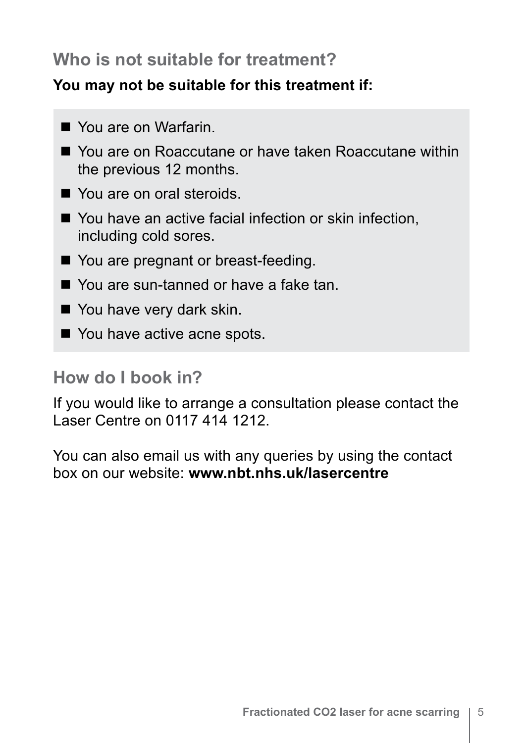## Who is not suitable for treatment?

**You may not be suitable for this treatment if:**

- You are on Warfarin.
- You are on Roaccutane or have taken Roaccutane within the previous 12 months.
- You are on oral steroids.
- You have an active facial infection or skin infection, including cold sores.
- You are pregnant or breast-feeding.
- You are sun-tanned or have a fake tan.
- You have very dark skin.
- You have active acne spots.

## How do I book in?

If you would like to arrange a consultation please contact the Laser Centre on 0117 414 1212.

You can also email us with any queries by using the contact box on our website: **www.nbt.nhs.uk/lasercentre**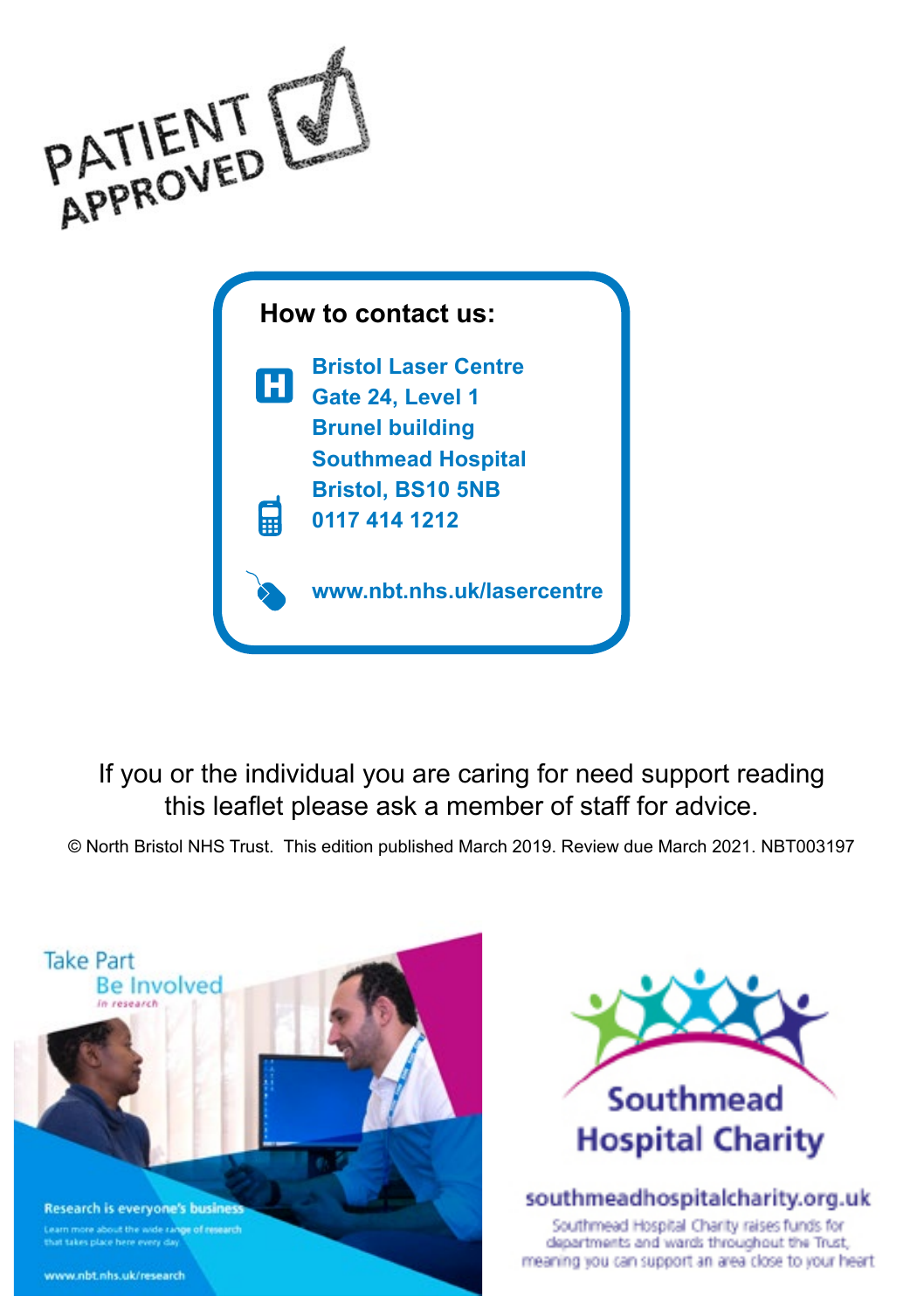PATIENT APPROVED

## How to contact us:

**Bristol Laser Centre**
**Gate 24, Level 1**
**Brunel building**
**Southmead Hospital**
**Bristol, BS10 5NB**
**0117 414 1212**

**www.nbt.nhs.uk/lasercentre**

If you or the individual you are caring for need support reading this leaflet please ask a member of staff for advice.

© North Bristol NHS Trust. This edition published March 2019. Review due March 2021. NBT003197

Take Part
Be Involved
*in research*

**Research is everyone's business**

Learn more about the wide range of research that takes place here every day

www.nbt.nhs.uk/research

**Southmead Hospital Charity**

**southmeadhospitalcharity.org.uk**

Southmead Hospital Charity raises funds for departments and wards throughout the Trust, meaning you can support an area close to your heart